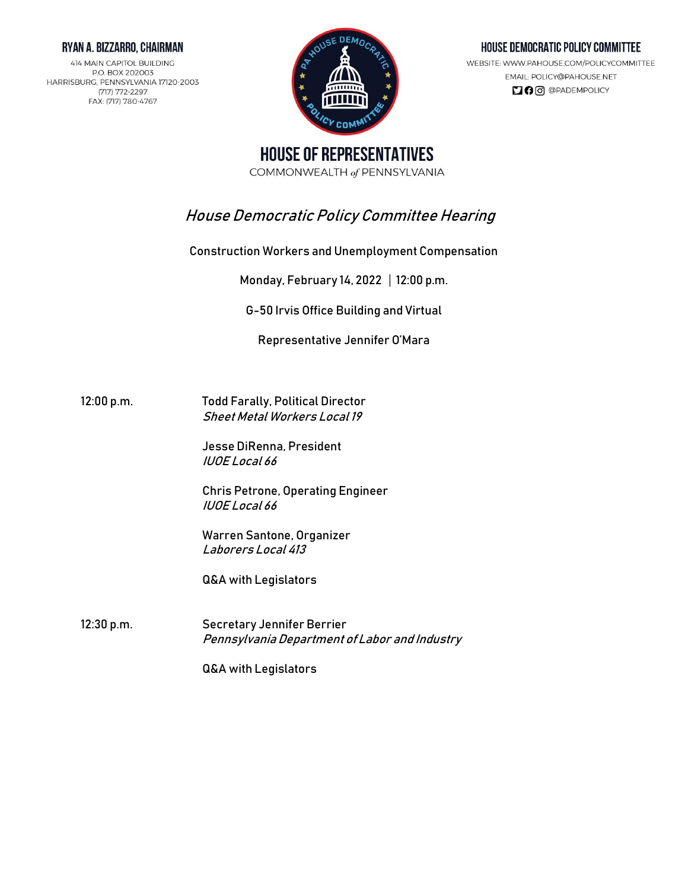**RYAN A. BIZZARRO, CHAIRMAN**

414 MAIN CAPITOL BUILDING
P.O. BOX 202003
HARRISBURG, PENNSYLVANIA 17120-2003
(717) 772-2297
FAX: (717) 780-4767

**HOUSE DEMOCRATIC POLICY COMMITTEE**

WEBSITE: WWW.PAHOUSE.COM/POLICYCOMMITTEE
EMAIL: POLICY@PAHOUSE.NET
@PADEMPOLICY

# HOUSE OF REPRESENTATIVES

COMMONWEALTH *of* PENNSYLVANIA

## *House Democratic Policy Committee Hearing*

Construction Workers and Unemployment Compensation

Monday, February 14, 2022 | 12:00 p.m.

G-50 Irvis Office Building and Virtual

Representative Jennifer O'Mara

12:00 p.m.

Todd Farally, Political Director
*Sheet Metal Workers Local 19*

Jesse DiRenna, President
*IUOE Local 66*

Chris Petrone, Operating Engineer
*IUOE Local 66*

Warren Santone, Organizer
*Laborers Local 413*

Q&A with Legislators

12:30 p.m.

Secretary Jennifer Berrier
*Pennsylvania Department of Labor and Industry*

Q&A with Legislators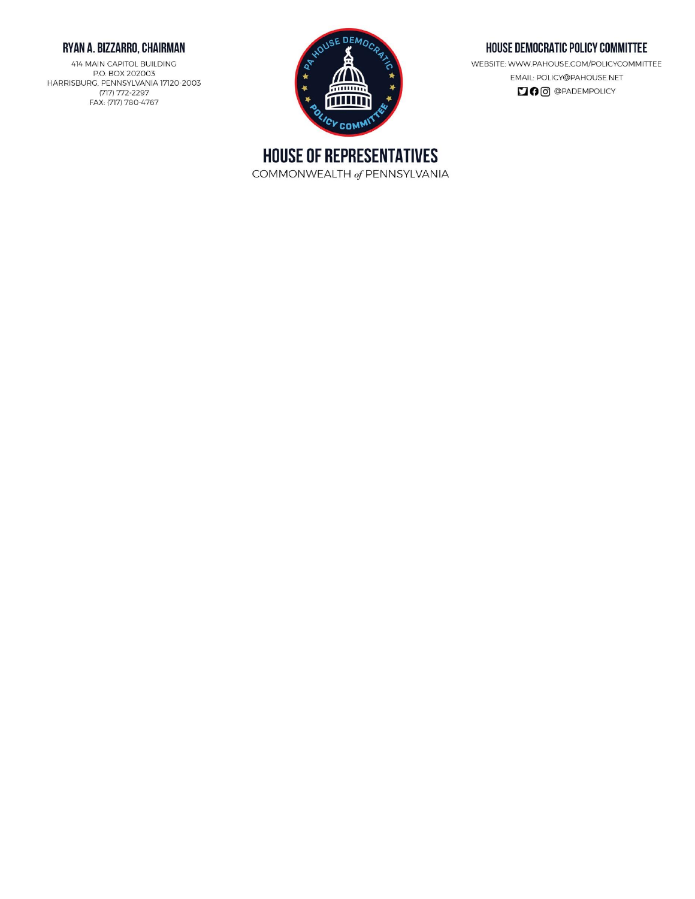**RYAN A. BIZZARRO, CHAIRMAN**

414 MAIN CAPITOL BUILDING
P.O. BOX 202003
HARRISBURG, PENNSYLVANIA 17120-2003
(717) 772-2297
FAX: (717) 780-4767

**HOUSE DEMOCRATIC POLICY COMMITTEE**

WEBSITE: WWW.PAHOUSE.COM/POLICYCOMMITTEE
EMAIL: POLICY@PAHOUSE.NET
@PADEMPOLICY

# HOUSE OF REPRESENTATIVES

COMMONWEALTH *of* PENNSYLVANIA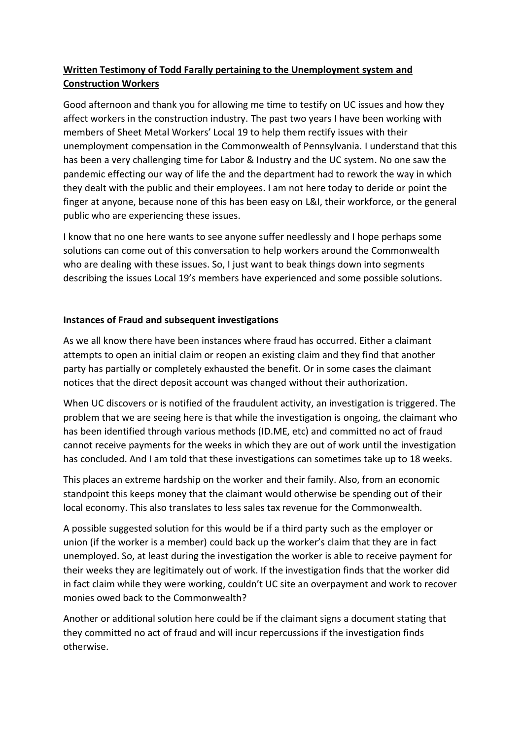**Written Testimony of Todd Farally pertaining to the Unemployment system and Construction Workers**

Good afternoon and thank you for allowing me time to testify on UC issues and how they affect workers in the construction industry. The past two years I have been working with members of Sheet Metal Workers' Local 19 to help them rectify issues with their unemployment compensation in the Commonwealth of Pennsylvania. I understand that this has been a very challenging time for Labor & Industry and the UC system. No one saw the pandemic effecting our way of life the and the department had to rework the way in which they dealt with the public and their employees. I am not here today to deride or point the finger at anyone, because none of this has been easy on L&I, their workforce, or the general public who are experiencing these issues.

I know that no one here wants to see anyone suffer needlessly and I hope perhaps some solutions can come out of this conversation to help workers around the Commonwealth who are dealing with these issues. So, I just want to beak things down into segments describing the issues Local 19's members have experienced and some possible solutions.

**Instances of Fraud and subsequent investigations**

As we all know there have been instances where fraud has occurred. Either a claimant attempts to open an initial claim or reopen an existing claim and they find that another party has partially or completely exhausted the benefit. Or in some cases the claimant notices that the direct deposit account was changed without their authorization.

When UC discovers or is notified of the fraudulent activity, an investigation is triggered. The problem that we are seeing here is that while the investigation is ongoing, the claimant who has been identified through various methods (ID.ME, etc) and committed no act of fraud cannot receive payments for the weeks in which they are out of work until the investigation has concluded. And I am told that these investigations can sometimes take up to 18 weeks.

This places an extreme hardship on the worker and their family. Also, from an economic standpoint this keeps money that the claimant would otherwise be spending out of their local economy. This also translates to less sales tax revenue for the Commonwealth.

A possible suggested solution for this would be if a third party such as the employer or union (if the worker is a member) could back up the worker's claim that they are in fact unemployed. So, at least during the investigation the worker is able to receive payment for their weeks they are legitimately out of work. If the investigation finds that the worker did in fact claim while they were working, couldn't UC site an overpayment and work to recover monies owed back to the Commonwealth?

Another or additional solution here could be if the claimant signs a document stating that they committed no act of fraud and will incur repercussions if the investigation finds otherwise.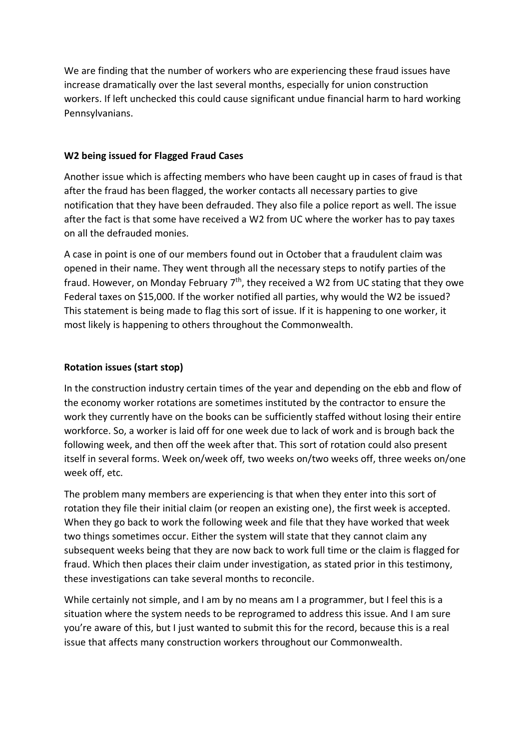We are finding that the number of workers who are experiencing these fraud issues have increase dramatically over the last several months, especially for union construction workers. If left unchecked this could cause significant undue financial harm to hard working Pennsylvanians.

**W2 being issued for Flagged Fraud Cases**

Another issue which is affecting members who have been caught up in cases of fraud is that after the fraud has been flagged, the worker contacts all necessary parties to give notification that they have been defrauded. They also file a police report as well. The issue after the fact is that some have received a W2 from UC where the worker has to pay taxes on all the defrauded monies.

A case in point is one of our members found out in October that a fraudulent claim was opened in their name. They went through all the necessary steps to notify parties of the fraud. However, on Monday February 7th, they received a W2 from UC stating that they owe Federal taxes on $15,000. If the worker notified all parties, why would the W2 be issued? This statement is being made to flag this sort of issue. If it is happening to one worker, it most likely is happening to others throughout the Commonwealth.

**Rotation issues (start stop)**

In the construction industry certain times of the year and depending on the ebb and flow of the economy worker rotations are sometimes instituted by the contractor to ensure the work they currently have on the books can be sufficiently staffed without losing their entire workforce. So, a worker is laid off for one week due to lack of work and is brough back the following week, and then off the week after that. This sort of rotation could also present itself in several forms. Week on/week off, two weeks on/two weeks off, three weeks on/one week off, etc.

The problem many members are experiencing is that when they enter into this sort of rotation they file their initial claim (or reopen an existing one), the first week is accepted. When they go back to work the following week and file that they have worked that week two things sometimes occur. Either the system will state that they cannot claim any subsequent weeks being that they are now back to work full time or the claim is flagged for fraud. Which then places their claim under investigation, as stated prior in this testimony, these investigations can take several months to reconcile.

While certainly not simple, and I am by no means am I a programmer, but I feel this is a situation where the system needs to be reprogramed to address this issue. And I am sure you're aware of this, but I just wanted to submit this for the record, because this is a real issue that affects many construction workers throughout our Commonwealth.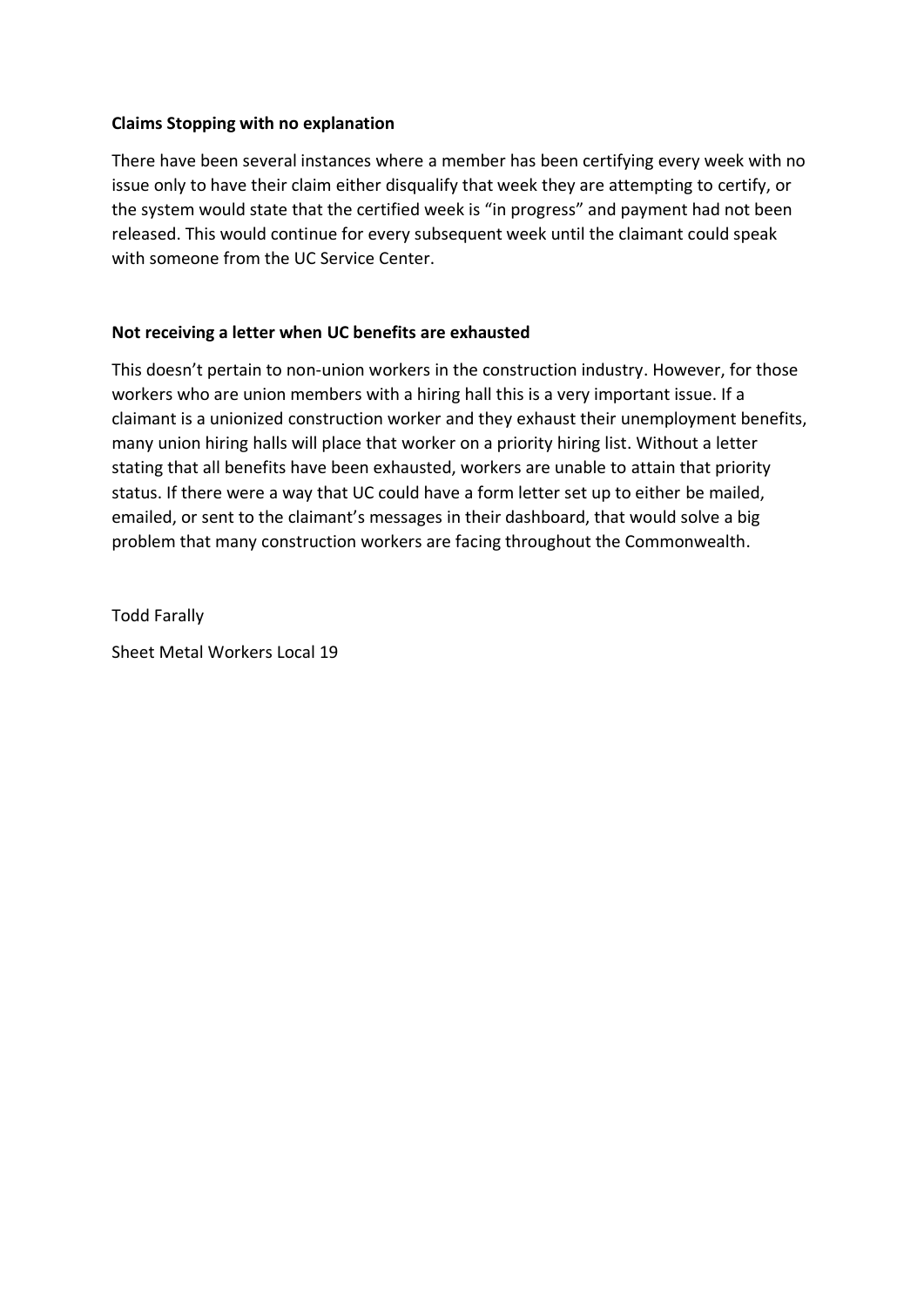**Claims Stopping with no explanation**

There have been several instances where a member has been certifying every week with no issue only to have their claim either disqualify that week they are attempting to certify, or the system would state that the certified week is "in progress" and payment had not been released. This would continue for every subsequent week until the claimant could speak with someone from the UC Service Center.

**Not receiving a letter when UC benefits are exhausted**

This doesn't pertain to non-union workers in the construction industry. However, for those workers who are union members with a hiring hall this is a very important issue. If a claimant is a unionized construction worker and they exhaust their unemployment benefits, many union hiring halls will place that worker on a priority hiring list. Without a letter stating that all benefits have been exhausted, workers are unable to attain that priority status. If there were a way that UC could have a form letter set up to either be mailed, emailed, or sent to the claimant's messages in their dashboard, that would solve a big problem that many construction workers are facing throughout the Commonwealth.

Todd Farally

Sheet Metal Workers Local 19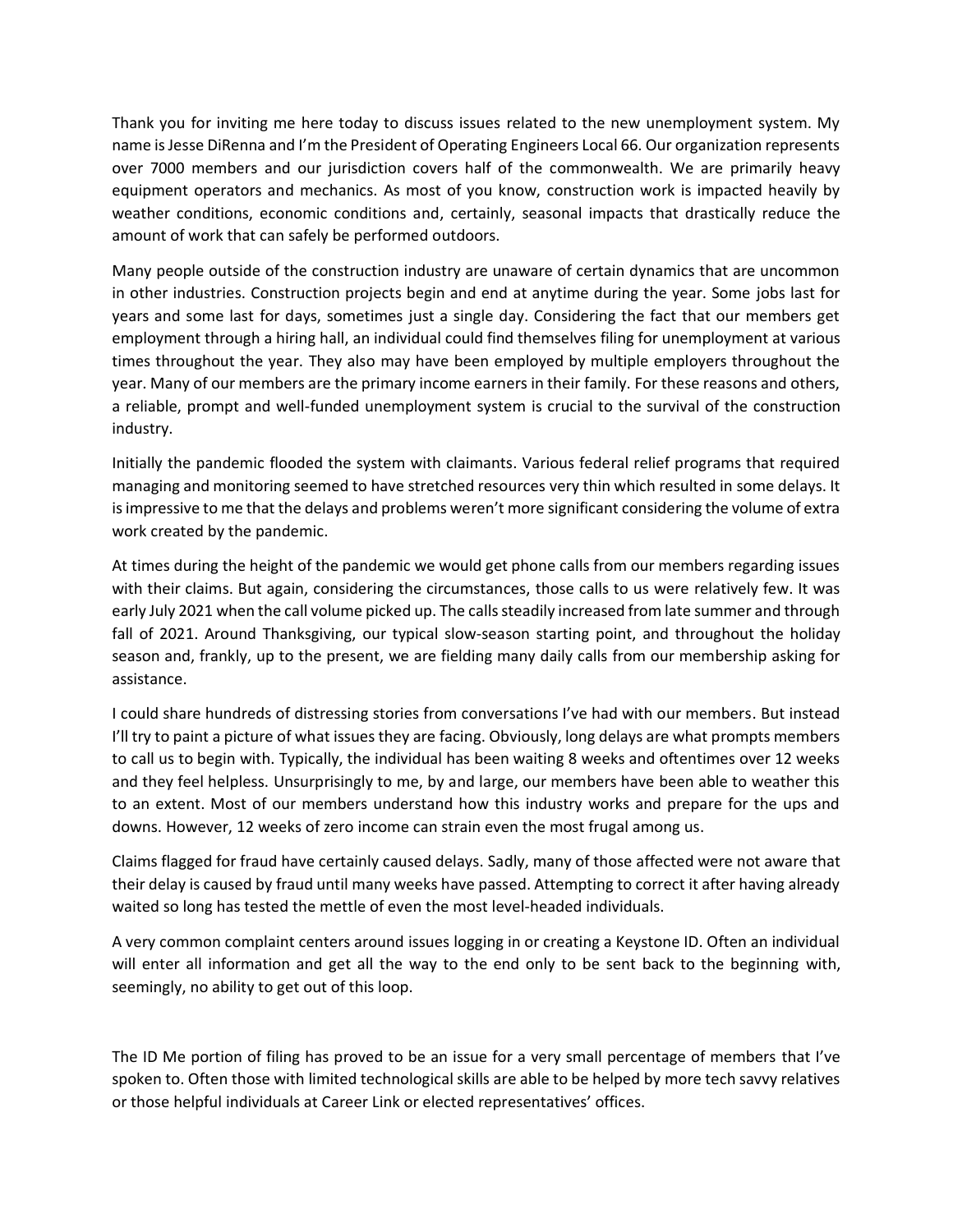Thank you for inviting me here today to discuss issues related to the new unemployment system. My name is Jesse DiRenna and I'm the President of Operating Engineers Local 66. Our organization represents over 7000 members and our jurisdiction covers half of the commonwealth. We are primarily heavy equipment operators and mechanics. As most of you know, construction work is impacted heavily by weather conditions, economic conditions and, certainly, seasonal impacts that drastically reduce the amount of work that can safely be performed outdoors.

Many people outside of the construction industry are unaware of certain dynamics that are uncommon in other industries. Construction projects begin and end at anytime during the year. Some jobs last for years and some last for days, sometimes just a single day. Considering the fact that our members get employment through a hiring hall, an individual could find themselves filing for unemployment at various times throughout the year. They also may have been employed by multiple employers throughout the year. Many of our members are the primary income earners in their family. For these reasons and others, a reliable, prompt and well-funded unemployment system is crucial to the survival of the construction industry.

Initially the pandemic flooded the system with claimants. Various federal relief programs that required managing and monitoring seemed to have stretched resources very thin which resulted in some delays. It is impressive to me that the delays and problems weren't more significant considering the volume of extra work created by the pandemic.

At times during the height of the pandemic we would get phone calls from our members regarding issues with their claims. But again, considering the circumstances, those calls to us were relatively few. It was early July 2021 when the call volume picked up. The calls steadily increased from late summer and through fall of 2021. Around Thanksgiving, our typical slow-season starting point, and throughout the holiday season and, frankly, up to the present, we are fielding many daily calls from our membership asking for assistance.

I could share hundreds of distressing stories from conversations I've had with our members. But instead I'll try to paint a picture of what issues they are facing. Obviously, long delays are what prompts members to call us to begin with. Typically, the individual has been waiting 8 weeks and oftentimes over 12 weeks and they feel helpless. Unsurprisingly to me, by and large, our members have been able to weather this to an extent. Most of our members understand how this industry works and prepare for the ups and downs. However, 12 weeks of zero income can strain even the most frugal among us.

Claims flagged for fraud have certainly caused delays. Sadly, many of those affected were not aware that their delay is caused by fraud until many weeks have passed. Attempting to correct it after having already waited so long has tested the mettle of even the most level-headed individuals.

A very common complaint centers around issues logging in or creating a Keystone ID. Often an individual will enter all information and get all the way to the end only to be sent back to the beginning with, seemingly, no ability to get out of this loop.

The ID Me portion of filing has proved to be an issue for a very small percentage of members that I've spoken to. Often those with limited technological skills are able to be helped by more tech savvy relatives or those helpful individuals at Career Link or elected representatives' offices.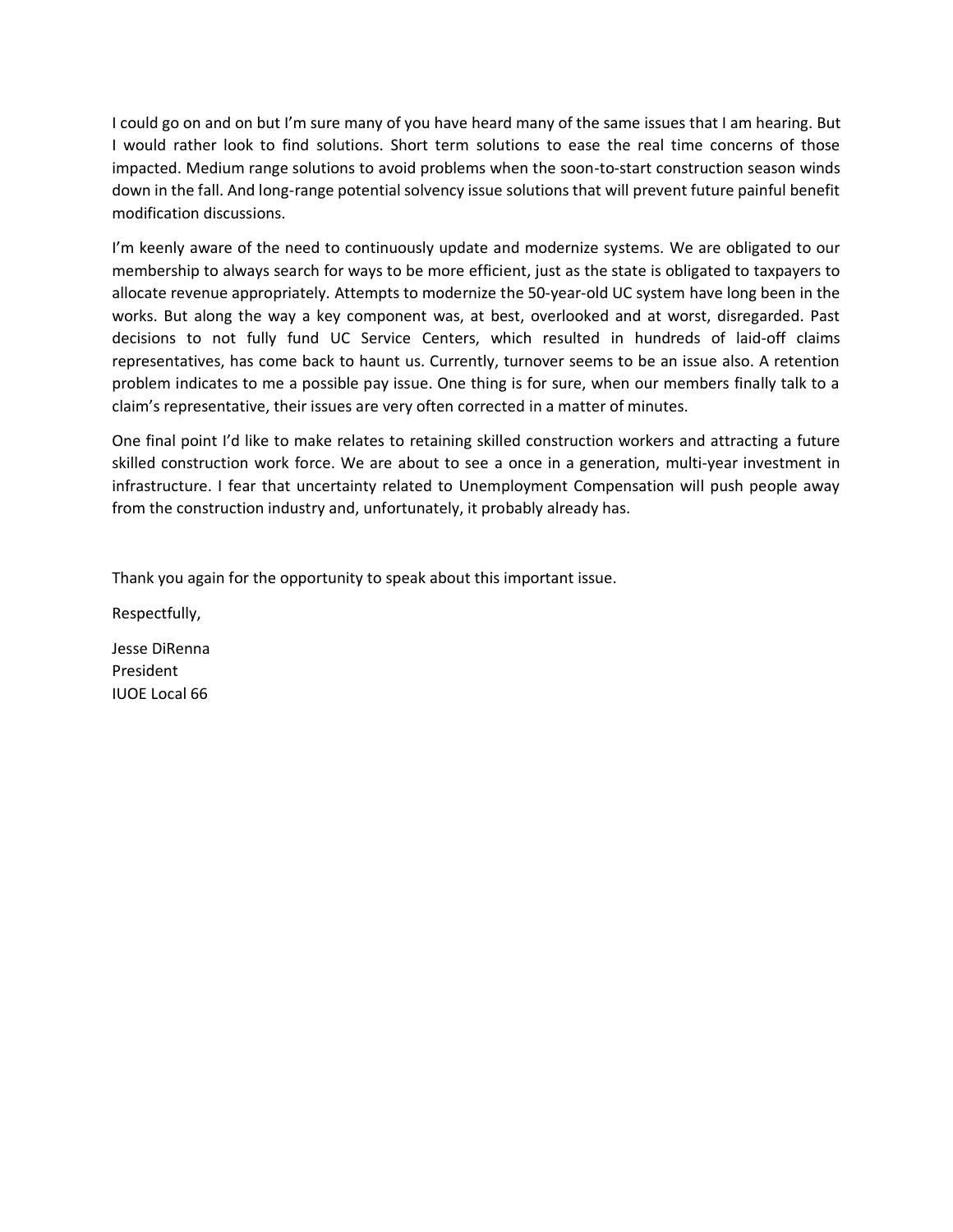I could go on and on but I'm sure many of you have heard many of the same issues that I am hearing. But I would rather look to find solutions. Short term solutions to ease the real time concerns of those impacted. Medium range solutions to avoid problems when the soon-to-start construction season winds down in the fall. And long-range potential solvency issue solutions that will prevent future painful benefit modification discussions.

I'm keenly aware of the need to continuously update and modernize systems. We are obligated to our membership to always search for ways to be more efficient, just as the state is obligated to taxpayers to allocate revenue appropriately. Attempts to modernize the 50-year-old UC system have long been in the works. But along the way a key component was, at best, overlooked and at worst, disregarded. Past decisions to not fully fund UC Service Centers, which resulted in hundreds of laid-off claims representatives, has come back to haunt us. Currently, turnover seems to be an issue also. A retention problem indicates to me a possible pay issue. One thing is for sure, when our members finally talk to a claim's representative, their issues are very often corrected in a matter of minutes.

One final point I'd like to make relates to retaining skilled construction workers and attracting a future skilled construction work force. We are about to see a once in a generation, multi-year investment in infrastructure. I fear that uncertainty related to Unemployment Compensation will push people away from the construction industry and, unfortunately, it probably already has.

Thank you again for the opportunity to speak about this important issue.

Respectfully,

Jesse DiRenna
President
IUOE Local 66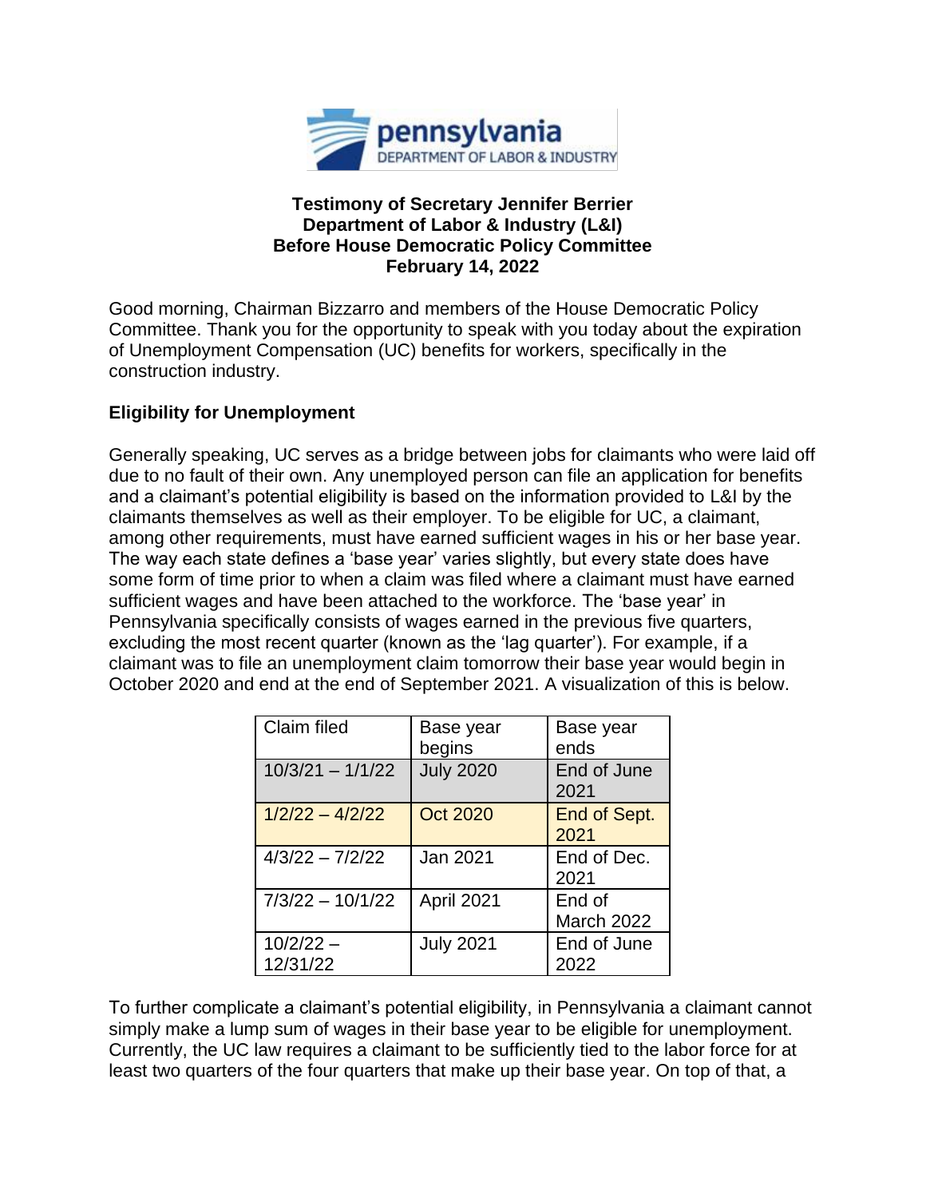**Testimony of Secretary Jennifer Berrier**
**Department of Labor & Industry (L&I)**
**Before House Democratic Policy Committee**
**February 14, 2022**

Good morning, Chairman Bizzarro and members of the House Democratic Policy Committee. Thank you for the opportunity to speak with you today about the expiration of Unemployment Compensation (UC) benefits for workers, specifically in the construction industry.

## Eligibility for Unemployment

Generally speaking, UC serves as a bridge between jobs for claimants who were laid off due to no fault of their own. Any unemployed person can file an application for benefits and a claimant's potential eligibility is based on the information provided to L&I by the claimants themselves as well as their employer. To be eligible for UC, a claimant, among other requirements, must have earned sufficient wages in his or her base year. The way each state defines a 'base year' varies slightly, but every state does have some form of time prior to when a claim was filed where a claimant must have earned sufficient wages and have been attached to the workforce. The 'base year' in Pennsylvania specifically consists of wages earned in the previous five quarters, excluding the most recent quarter (known as the 'lag quarter'). For example, if a claimant was to file an unemployment claim tomorrow their base year would begin in October 2020 and end at the end of September 2021. A visualization of this is below.

| Claim filed | Base year begins | Base year ends |
|---|---|---|
| 10/3/21 – 1/1/22 | July 2020 | End of June 2021 |
| 1/2/22 – 4/2/22 | Oct 2020 | End of Sept. 2021 |
| 4/3/22 – 7/2/22 | Jan 2021 | End of Dec. 2021 |
| 7/3/22 – 10/1/22 | April 2021 | End of March 2022 |
| 10/2/22 – 12/31/22 | July 2021 | End of June 2022 |

To further complicate a claimant's potential eligibility, in Pennsylvania a claimant cannot simply make a lump sum of wages in their base year to be eligible for unemployment. Currently, the UC law requires a claimant to be sufficiently tied to the labor force for at least two quarters of the four quarters that make up their base year. On top of that, a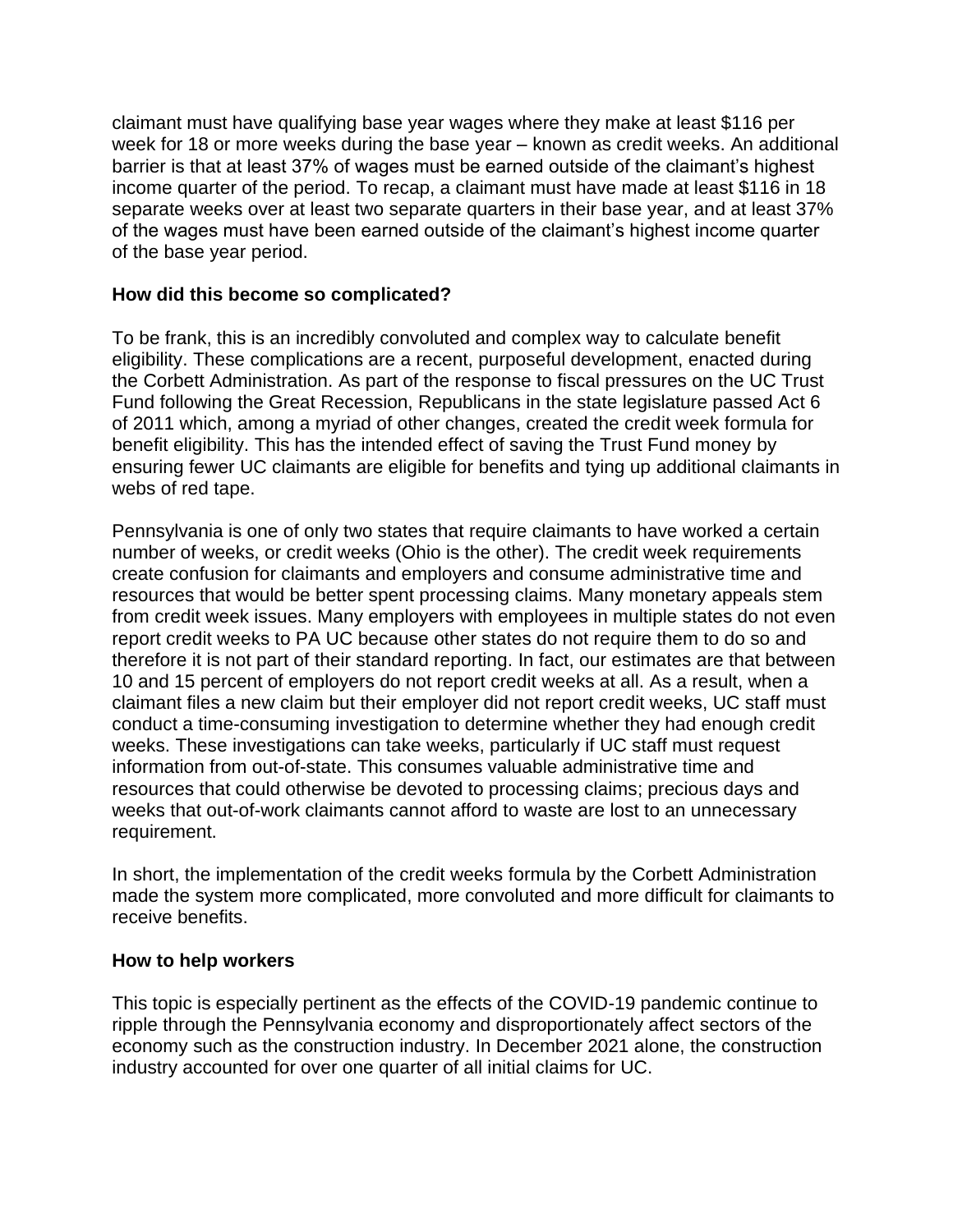claimant must have qualifying base year wages where they make at least $116 per week for 18 or more weeks during the base year – known as credit weeks. An additional barrier is that at least 37% of wages must be earned outside of the claimant's highest income quarter of the period. To recap, a claimant must have made at least $116 in 18 separate weeks over at least two separate quarters in their base year, and at least 37% of the wages must have been earned outside of the claimant's highest income quarter of the base year period.

**How did this become so complicated?**

To be frank, this is an incredibly convoluted and complex way to calculate benefit eligibility. These complications are a recent, purposeful development, enacted during the Corbett Administration. As part of the response to fiscal pressures on the UC Trust Fund following the Great Recession, Republicans in the state legislature passed Act 6 of 2011 which, among a myriad of other changes, created the credit week formula for benefit eligibility. This has the intended effect of saving the Trust Fund money by ensuring fewer UC claimants are eligible for benefits and tying up additional claimants in webs of red tape.

Pennsylvania is one of only two states that require claimants to have worked a certain number of weeks, or credit weeks (Ohio is the other). The credit week requirements create confusion for claimants and employers and consume administrative time and resources that would be better spent processing claims. Many monetary appeals stem from credit week issues. Many employers with employees in multiple states do not even report credit weeks to PA UC because other states do not require them to do so and therefore it is not part of their standard reporting. In fact, our estimates are that between 10 and 15 percent of employers do not report credit weeks at all. As a result, when a claimant files a new claim but their employer did not report credit weeks, UC staff must conduct a time-consuming investigation to determine whether they had enough credit weeks. These investigations can take weeks, particularly if UC staff must request information from out-of-state. This consumes valuable administrative time and resources that could otherwise be devoted to processing claims; precious days and weeks that out-of-work claimants cannot afford to waste are lost to an unnecessary requirement.

In short, the implementation of the credit weeks formula by the Corbett Administration made the system more complicated, more convoluted and more difficult for claimants to receive benefits.

**How to help workers**

This topic is especially pertinent as the effects of the COVID-19 pandemic continue to ripple through the Pennsylvania economy and disproportionately affect sectors of the economy such as the construction industry. In December 2021 alone, the construction industry accounted for over one quarter of all initial claims for UC.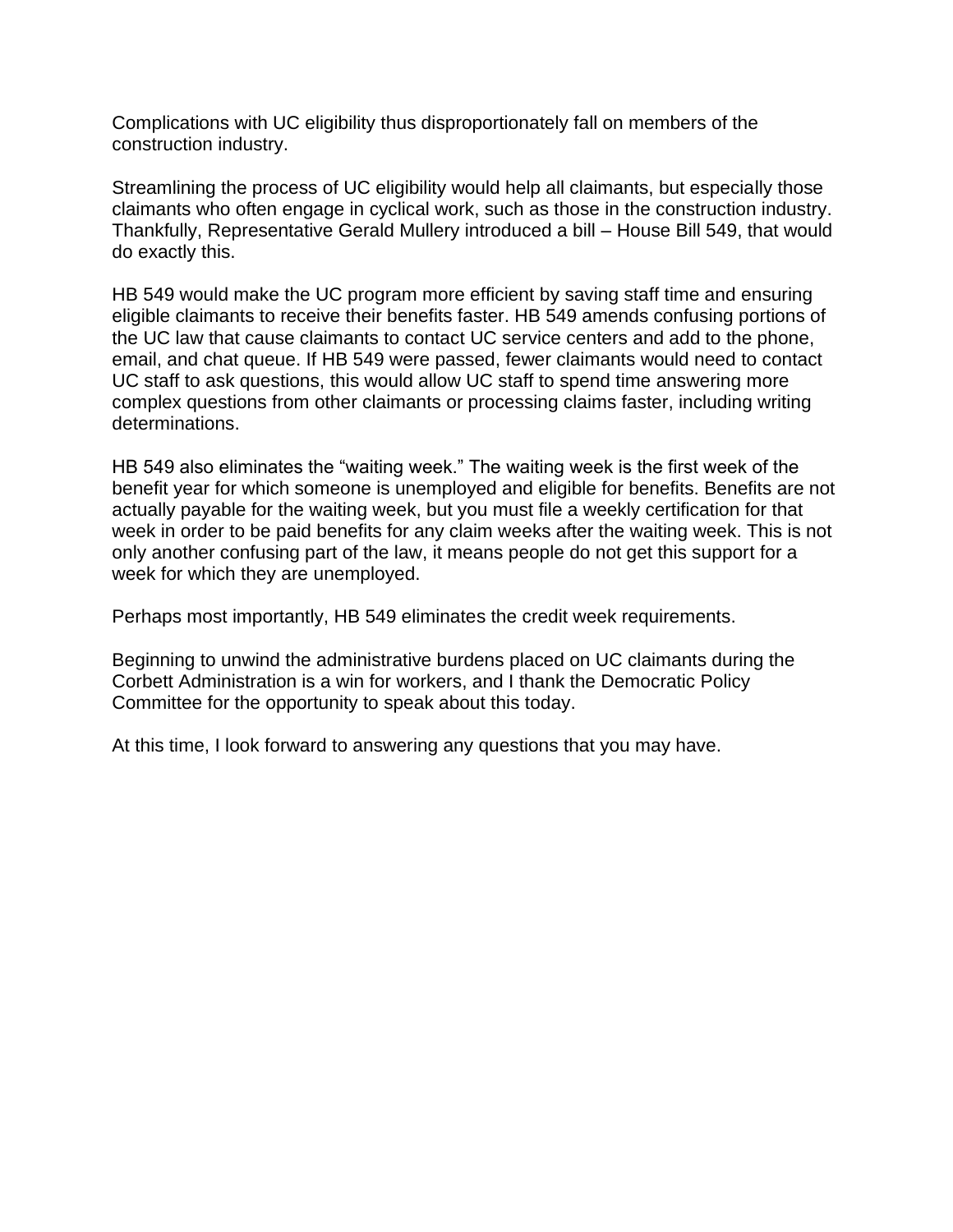Complications with UC eligibility thus disproportionately fall on members of the construction industry.

Streamlining the process of UC eligibility would help all claimants, but especially those claimants who often engage in cyclical work, such as those in the construction industry. Thankfully, Representative Gerald Mullery introduced a bill – House Bill 549, that would do exactly this.

HB 549 would make the UC program more efficient by saving staff time and ensuring eligible claimants to receive their benefits faster. HB 549 amends confusing portions of the UC law that cause claimants to contact UC service centers and add to the phone, email, and chat queue. If HB 549 were passed, fewer claimants would need to contact UC staff to ask questions, this would allow UC staff to spend time answering more complex questions from other claimants or processing claims faster, including writing determinations.

HB 549 also eliminates the "waiting week." The waiting week is the first week of the benefit year for which someone is unemployed and eligible for benefits. Benefits are not actually payable for the waiting week, but you must file a weekly certification for that week in order to be paid benefits for any claim weeks after the waiting week. This is not only another confusing part of the law, it means people do not get this support for a week for which they are unemployed.

Perhaps most importantly, HB 549 eliminates the credit week requirements.

Beginning to unwind the administrative burdens placed on UC claimants during the Corbett Administration is a win for workers, and I thank the Democratic Policy Committee for the opportunity to speak about this today.

At this time, I look forward to answering any questions that you may have.